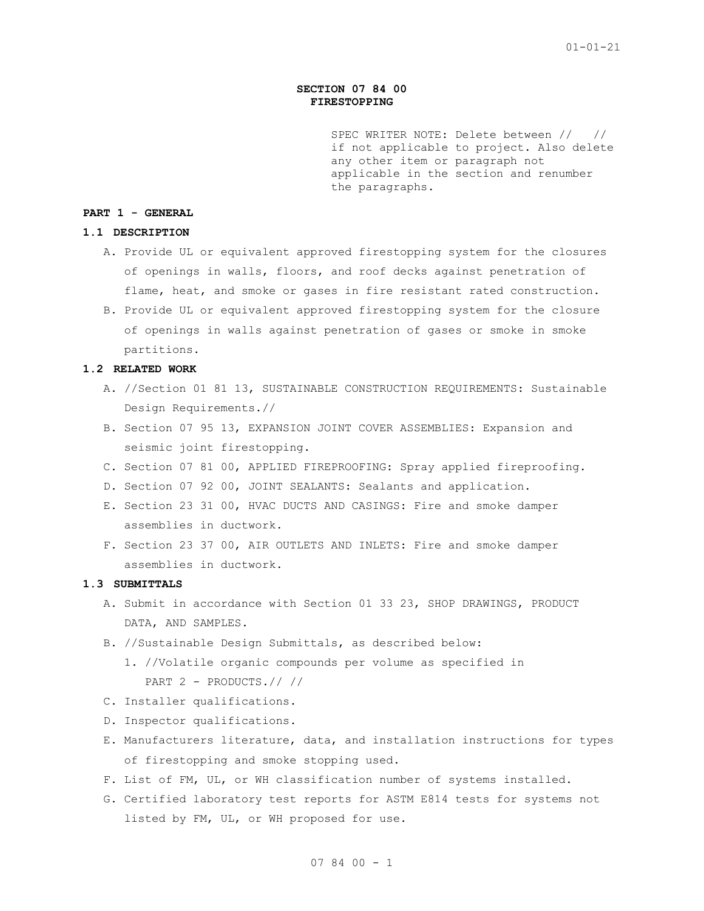# SECTION 07 84 00
# FIRESTOPPING

SPEC WRITER NOTE: Delete between // // if not applicable to project. Also delete any other item or paragraph not applicable in the section and renumber the paragraphs.

## PART 1 - GENERAL

### 1.1 DESCRIPTION

A. Provide UL or equivalent approved firestopping system for the closures of openings in walls, floors, and roof decks against penetration of flame, heat, and smoke or gases in fire resistant rated construction.

B. Provide UL or equivalent approved firestopping system for the closure of openings in walls against penetration of gases or smoke in smoke partitions.

### 1.2 RELATED WORK

A. //Section 01 81 13, SUSTAINABLE CONSTRUCTION REQUIREMENTS: Sustainable Design Requirements.//

B. Section 07 95 13, EXPANSION JOINT COVER ASSEMBLIES: Expansion and seismic joint firestopping.

C. Section 07 81 00, APPLIED FIREPROOFING: Spray applied fireproofing.

D. Section 07 92 00, JOINT SEALANTS: Sealants and application.

E. Section 23 31 00, HVAC DUCTS AND CASINGS: Fire and smoke damper assemblies in ductwork.

F. Section 23 37 00, AIR OUTLETS AND INLETS: Fire and smoke damper assemblies in ductwork.

### 1.3 SUBMITTALS

A. Submit in accordance with Section 01 33 23, SHOP DRAWINGS, PRODUCT DATA, AND SAMPLES.

B. //Sustainable Design Submittals, as described below:

   1. //Volatile organic compounds per volume as specified in PART 2 - PRODUCTS.// //

C. Installer qualifications.

D. Inspector qualifications.

E. Manufacturers literature, data, and installation instructions for types of firestopping and smoke stopping used.

F. List of FM, UL, or WH classification number of systems installed.

G. Certified laboratory test reports for ASTM E814 tests for systems not listed by FM, UL, or WH proposed for use.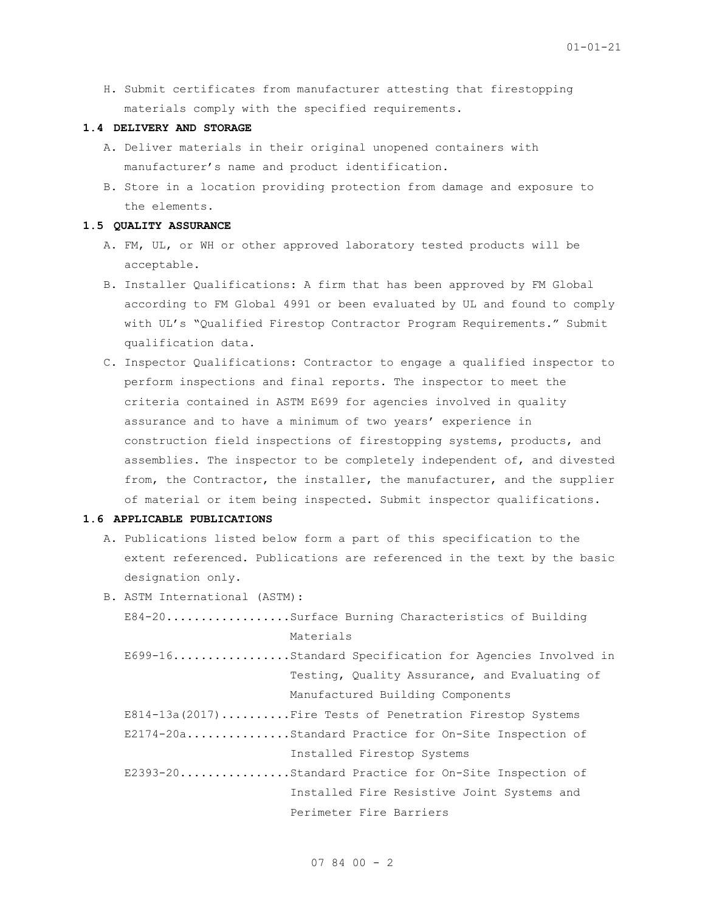H. Submit certificates from manufacturer attesting that firestopping materials comply with the specified requirements.

**1.4 DELIVERY AND STORAGE**

A. Deliver materials in their original unopened containers with manufacturer's name and product identification.

B. Store in a location providing protection from damage and exposure to the elements.

**1.5 QUALITY ASSURANCE**

A. FM, UL, or WH or other approved laboratory tested products will be acceptable.

B. Installer Qualifications: A firm that has been approved by FM Global according to FM Global 4991 or been evaluated by UL and found to comply with UL's "Qualified Firestop Contractor Program Requirements." Submit qualification data.

C. Inspector Qualifications: Contractor to engage a qualified inspector to perform inspections and final reports. The inspector to meet the criteria contained in ASTM E699 for agencies involved in quality assurance and to have a minimum of two years' experience in construction field inspections of firestopping systems, products, and assemblies. The inspector to be completely independent of, and divested from, the Contractor, the installer, the manufacturer, and the supplier of material or item being inspected. Submit inspector qualifications.

**1.6 APPLICABLE PUBLICATIONS**

A. Publications listed below form a part of this specification to the extent referenced. Publications are referenced in the text by the basic designation only.

B. ASTM International (ASTM):

E84-20..................Surface Burning Characteristics of Building Materials

E699-16.................Standard Specification for Agencies Involved in Testing, Quality Assurance, and Evaluating of Manufactured Building Components

E814-13a(2017)..........Fire Tests of Penetration Firestop Systems

E2174-20a...............Standard Practice for On-Site Inspection of Installed Firestop Systems

E2393-20................Standard Practice for On-Site Inspection of Installed Fire Resistive Joint Systems and Perimeter Fire Barriers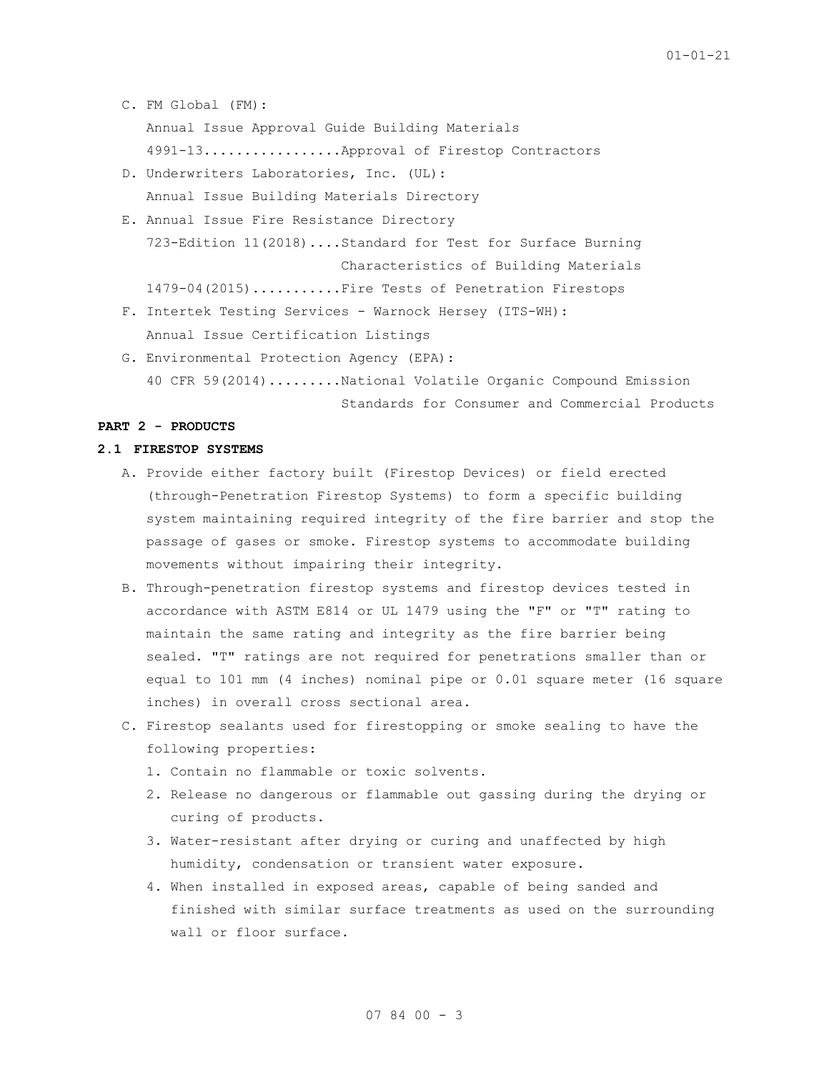C. FM Global (FM):

   Annual Issue Approval Guide Building Materials

   4991-13.................Approval of Firestop Contractors

D. Underwriters Laboratories, Inc. (UL):

   Annual Issue Building Materials Directory

E. Annual Issue Fire Resistance Directory

   723-Edition 11(2018)....Standard for Test for Surface Burning Characteristics of Building Materials

   1479-04(2015)...........Fire Tests of Penetration Firestops

F. Intertek Testing Services - Warnock Hersey (ITS-WH):

   Annual Issue Certification Listings

G. Environmental Protection Agency (EPA):

   40 CFR 59(2014).........National Volatile Organic Compound Emission Standards for Consumer and Commercial Products

**PART 2 - PRODUCTS**

**2.1 FIRESTOP SYSTEMS**

A. Provide either factory built (Firestop Devices) or field erected (through-Penetration Firestop Systems) to form a specific building system maintaining required integrity of the fire barrier and stop the passage of gases or smoke. Firestop systems to accommodate building movements without impairing their integrity.

B. Through-penetration firestop systems and firestop devices tested in accordance with ASTM E814 or UL 1479 using the "F" or "T" rating to maintain the same rating and integrity as the fire barrier being sealed. "T" ratings are not required for penetrations smaller than or equal to 101 mm (4 inches) nominal pipe or 0.01 square meter (16 square inches) in overall cross sectional area.

C. Firestop sealants used for firestopping or smoke sealing to have the following properties:

   1. Contain no flammable or toxic solvents.
   2. Release no dangerous or flammable out gassing during the drying or curing of products.
   3. Water-resistant after drying or curing and unaffected by high humidity, condensation or transient water exposure.
   4. When installed in exposed areas, capable of being sanded and finished with similar surface treatments as used on the surrounding wall or floor surface.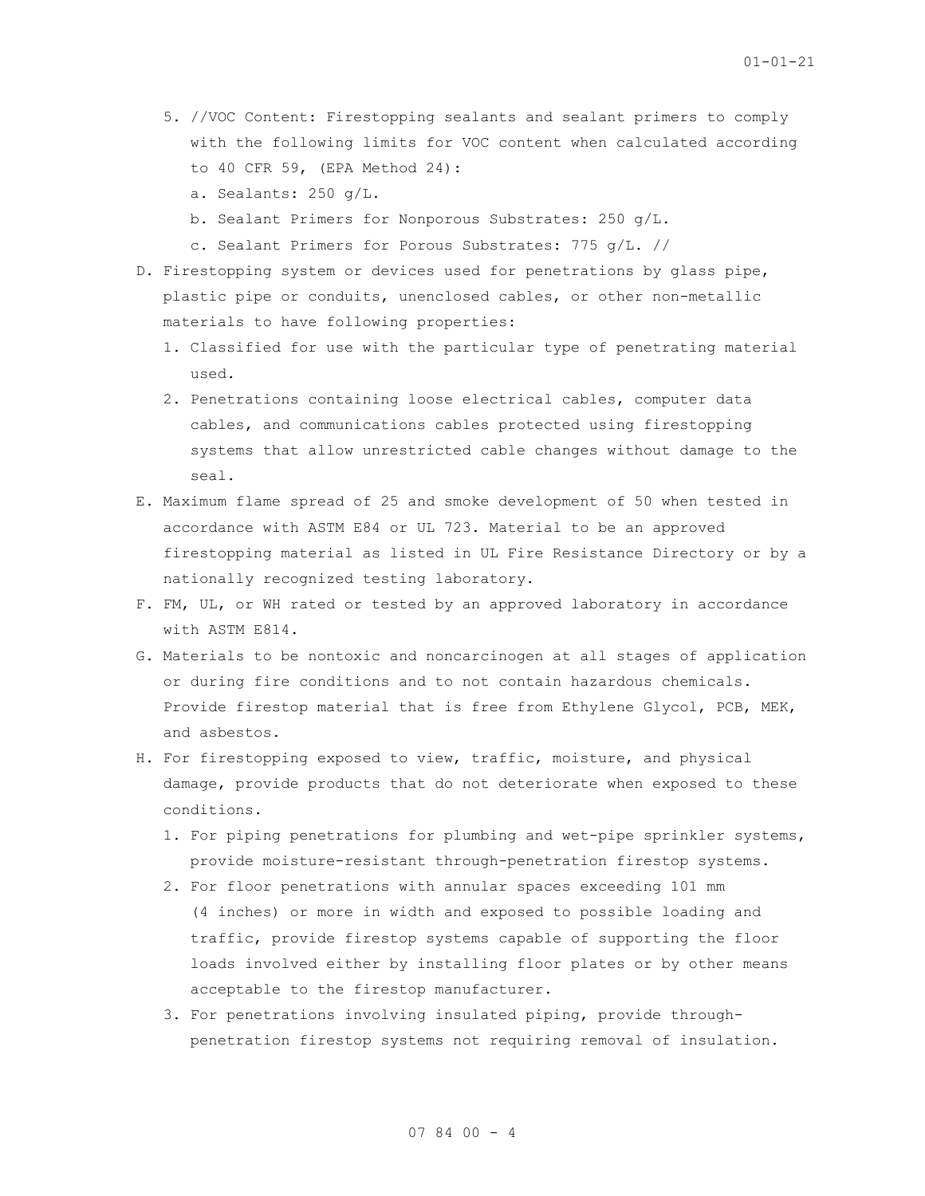5. //VOC Content: Firestopping sealants and sealant primers to comply with the following limits for VOC content when calculated according to 40 CFR 59, (EPA Method 24):
   a. Sealants: 250 g/L.
   b. Sealant Primers for Nonporous Substrates: 250 g/L.
   c. Sealant Primers for Porous Substrates: 775 g/L. //

D. Firestopping system or devices used for penetrations by glass pipe, plastic pipe or conduits, unenclosed cables, or other non-metallic materials to have following properties:
   1. Classified for use with the particular type of penetrating material used.
   2. Penetrations containing loose electrical cables, computer data cables, and communications cables protected using firestopping systems that allow unrestricted cable changes without damage to the seal.

E. Maximum flame spread of 25 and smoke development of 50 when tested in accordance with ASTM E84 or UL 723. Material to be an approved firestopping material as listed in UL Fire Resistance Directory or by a nationally recognized testing laboratory.

F. FM, UL, or WH rated or tested by an approved laboratory in accordance with ASTM E814.

G. Materials to be nontoxic and noncarcinogen at all stages of application or during fire conditions and to not contain hazardous chemicals. Provide firestop material that is free from Ethylene Glycol, PCB, MEK, and asbestos.

H. For firestopping exposed to view, traffic, moisture, and physical damage, provide products that do not deteriorate when exposed to these conditions.
   1. For piping penetrations for plumbing and wet-pipe sprinkler systems, provide moisture-resistant through-penetration firestop systems.
   2. For floor penetrations with annular spaces exceeding 101 mm (4 inches) or more in width and exposed to possible loading and traffic, provide firestop systems capable of supporting the floor loads involved either by installing floor plates or by other means acceptable to the firestop manufacturer.
   3. For penetrations involving insulated piping, provide through-penetration firestop systems not requiring removal of insulation.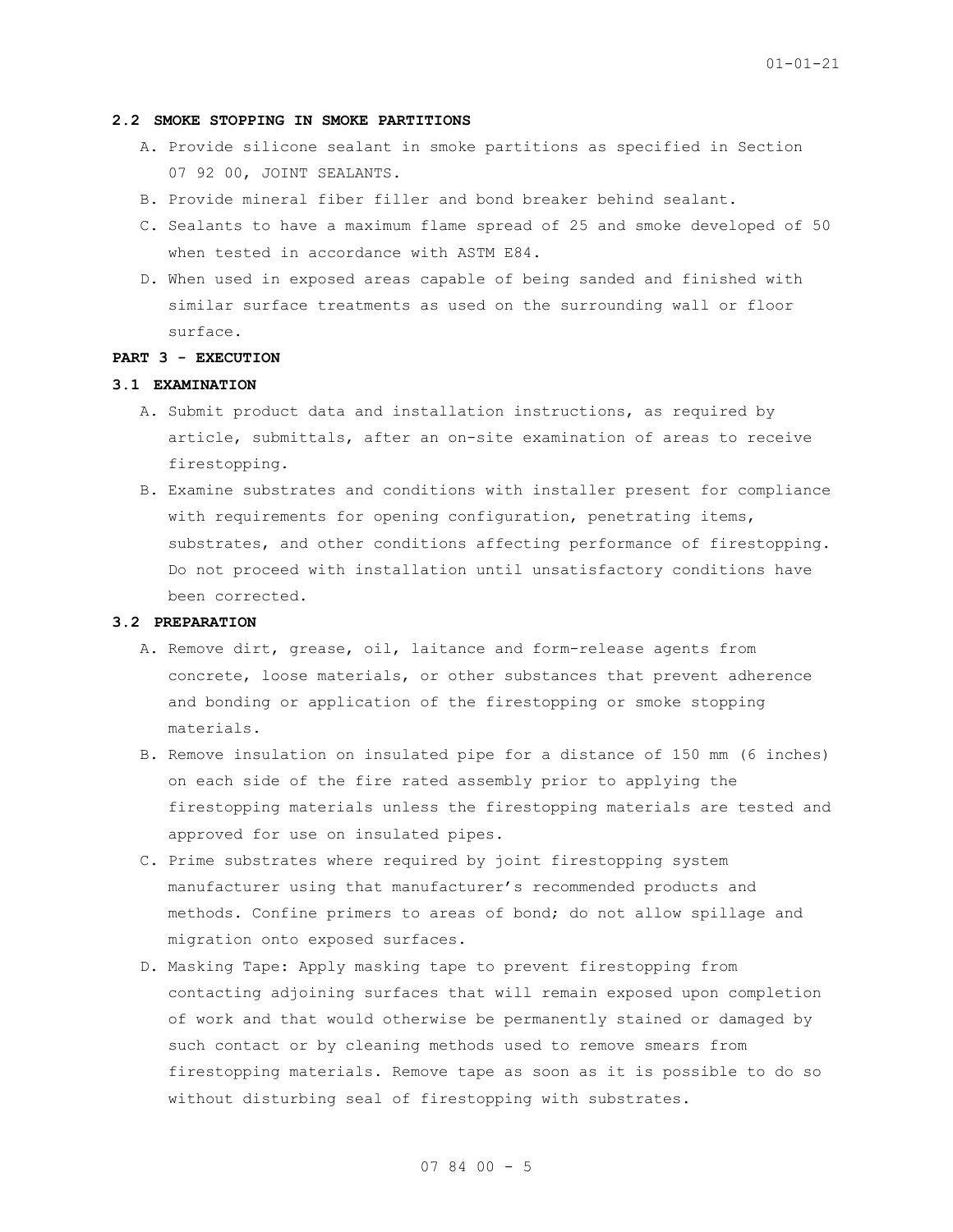### 2.2 SMOKE STOPPING IN SMOKE PARTITIONS

A. Provide silicone sealant in smoke partitions as specified in Section 07 92 00, JOINT SEALANTS.

B. Provide mineral fiber filler and bond breaker behind sealant.

C. Sealants to have a maximum flame spread of 25 and smoke developed of 50 when tested in accordance with ASTM E84.

D. When used in exposed areas capable of being sanded and finished with similar surface treatments as used on the surrounding wall or floor surface.

## PART 3 - EXECUTION

### 3.1 EXAMINATION

A. Submit product data and installation instructions, as required by article, submittals, after an on-site examination of areas to receive firestopping.

B. Examine substrates and conditions with installer present for compliance with requirements for opening configuration, penetrating items, substrates, and other conditions affecting performance of firestopping. Do not proceed with installation until unsatisfactory conditions have been corrected.

### 3.2 PREPARATION

A. Remove dirt, grease, oil, laitance and form-release agents from concrete, loose materials, or other substances that prevent adherence and bonding or application of the firestopping or smoke stopping materials.

B. Remove insulation on insulated pipe for a distance of 150 mm (6 inches) on each side of the fire rated assembly prior to applying the firestopping materials unless the firestopping materials are tested and approved for use on insulated pipes.

C. Prime substrates where required by joint firestopping system manufacturer using that manufacturer's recommended products and methods. Confine primers to areas of bond; do not allow spillage and migration onto exposed surfaces.

D. Masking Tape: Apply masking tape to prevent firestopping from contacting adjoining surfaces that will remain exposed upon completion of work and that would otherwise be permanently stained or damaged by such contact or by cleaning methods used to remove smears from firestopping materials. Remove tape as soon as it is possible to do so without disturbing seal of firestopping with substrates.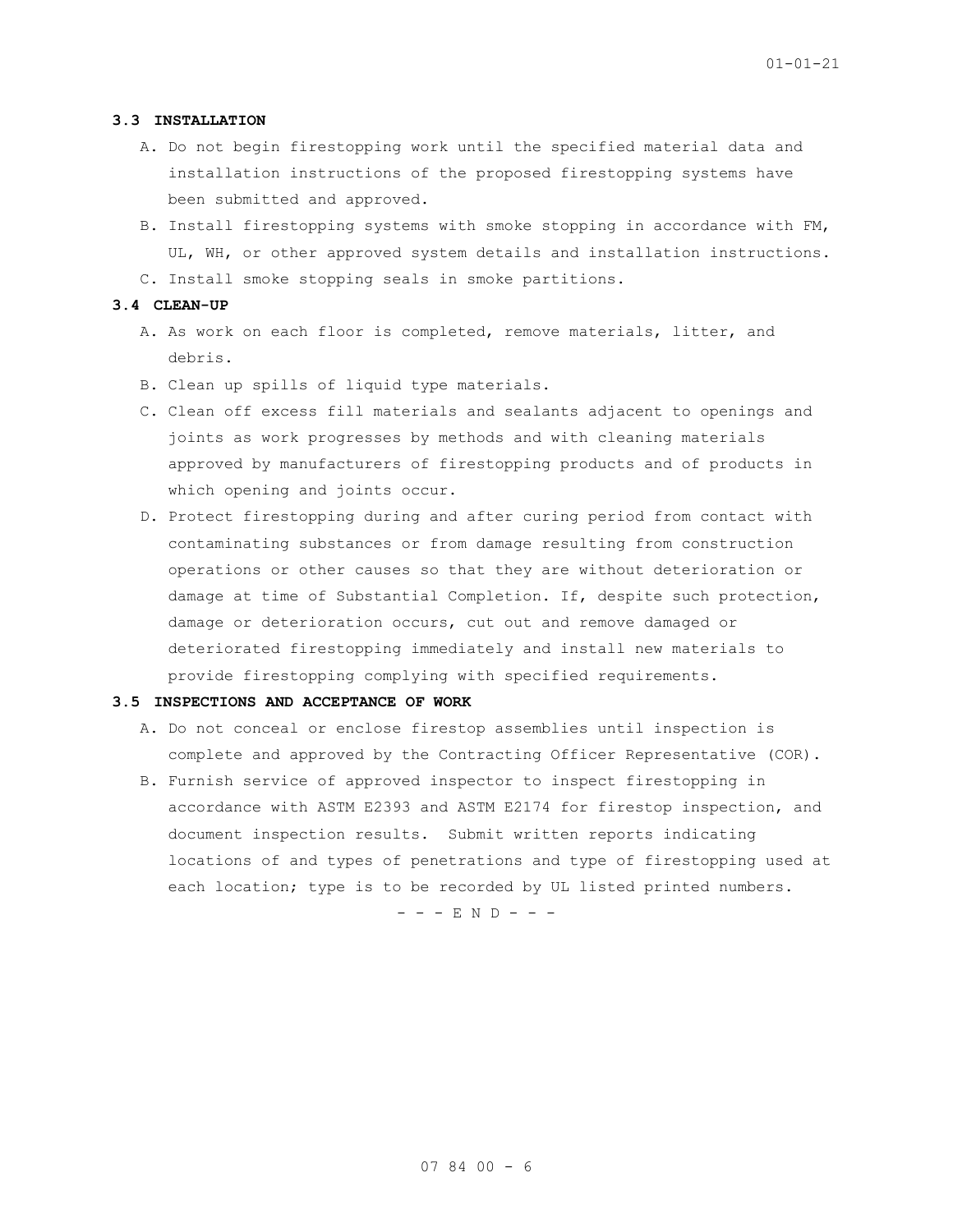### 3.3 INSTALLATION

A. Do not begin firestopping work until the specified material data and installation instructions of the proposed firestopping systems have been submitted and approved.

B. Install firestopping systems with smoke stopping in accordance with FM, UL, WH, or other approved system details and installation instructions.

C. Install smoke stopping seals in smoke partitions.

### 3.4 CLEAN-UP

A. As work on each floor is completed, remove materials, litter, and debris.

B. Clean up spills of liquid type materials.

C. Clean off excess fill materials and sealants adjacent to openings and joints as work progresses by methods and with cleaning materials approved by manufacturers of firestopping products and of products in which opening and joints occur.

D. Protect firestopping during and after curing period from contact with contaminating substances or from damage resulting from construction operations or other causes so that they are without deterioration or damage at time of Substantial Completion. If, despite such protection, damage or deterioration occurs, cut out and remove damaged or deteriorated firestopping immediately and install new materials to provide firestopping complying with specified requirements.

### 3.5 INSPECTIONS AND ACCEPTANCE OF WORK

A. Do not conceal or enclose firestop assemblies until inspection is complete and approved by the Contracting Officer Representative (COR).

B. Furnish service of approved inspector to inspect firestopping in accordance with ASTM E2393 and ASTM E2174 for firestop inspection, and document inspection results. Submit written reports indicating locations of and types of penetrations and type of firestopping used at each location; type is to be recorded by UL listed printed numbers.

\- - - E N D - - -